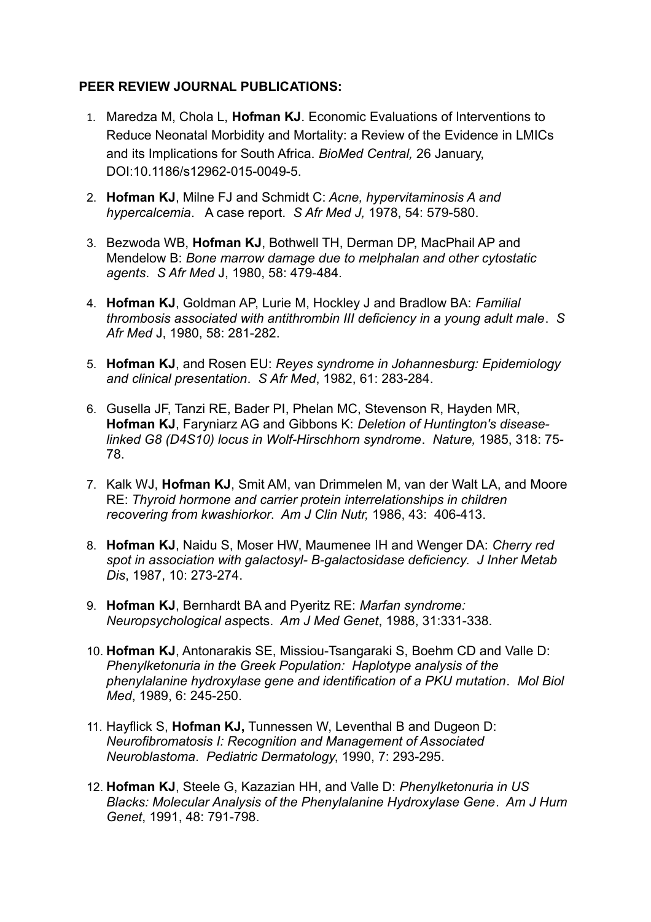**PEER REVIEW JOURNAL PUBLICATIONS:**

1. Maredza M, Chola L, **Hofman KJ**. Economic Evaluations of Interventions to Reduce Neonatal Morbidity and Mortality: a Review of the Evidence in LMICs and its Implications for South Africa. *BioMed Central,* 26 January, DOI:10.1186/s12962-015-0049-5.
2. **Hofman KJ**, Milne FJ and Schmidt C: *Acne, hypervitaminosis A and hypercalcemia*. A case report. *S Afr Med J,* 1978, 54: 579-580.
3. Bezwoda WB, **Hofman KJ**, Bothwell TH, Derman DP, MacPhail AP and Mendelow B: *Bone marrow damage due to melphalan and other cytostatic agents*. *S Afr Med* J, 1980, 58: 479-484.
4. **Hofman KJ**, Goldman AP, Lurie M, Hockley J and Bradlow BA: *Familial thrombosis associated with antithrombin III deficiency in a young adult male*. *S Afr Med* J, 1980, 58: 281-282.
5. **Hofman KJ**, and Rosen EU: *Reyes syndrome in Johannesburg: Epidemiology and clinical presentation*. *S Afr Med*, 1982, 61: 283-284.
6. Gusella JF, Tanzi RE, Bader PI, Phelan MC, Stevenson R, Hayden MR, **Hofman KJ**, Faryniarz AG and Gibbons K: *Deletion of Huntington's disease-linked G8 (D4S10) locus in Wolf-Hirschhorn syndrome*. *Nature,* 1985, 318: 75-78.
7. Kalk WJ, **Hofman KJ**, Smit AM, van Drimmelen M, van der Walt LA, and Moore RE: *Thyroid hormone and carrier protein interrelationships in children recovering from kwashiorkor*. *Am J Clin Nutr,* 1986, 43: 406-413.
8. **Hofman KJ**, Naidu S, Moser HW, Maumenee IH and Wenger DA: *Cherry red spot in association with galactosyl- B-galactosidase deficiency*. *J Inher Metab Dis*, 1987, 10: 273-274.
9. **Hofman KJ**, Bernhardt BA and Pyeritz RE: *Marfan syndrome: Neuropsychological as*pects. *Am J Med Genet*, 1988, 31:331-338.
10. **Hofman KJ**, Antonarakis SE, Missiou-Tsangaraki S, Boehm CD and Valle D: *Phenylketonuria in the Greek Population: Haplotype analysis of the phenylalanine hydroxylase gene and identification of a PKU mutation*. *Mol Biol Med*, 1989, 6: 245-250.
11. Hayflick S, **Hofman KJ,** Tunnessen W, Leventhal B and Dugeon D: *Neurofibromatosis I: Recognition and Management of Associated Neuroblastoma*. *Pediatric Dermatology*, 1990, 7: 293-295.
12. **Hofman KJ**, Steele G, Kazazian HH, and Valle D: *Phenylketonuria in US Blacks: Molecular Analysis of the Phenylalanine Hydroxylase Gene*. *Am J Hum Genet*, 1991, 48: 791-798.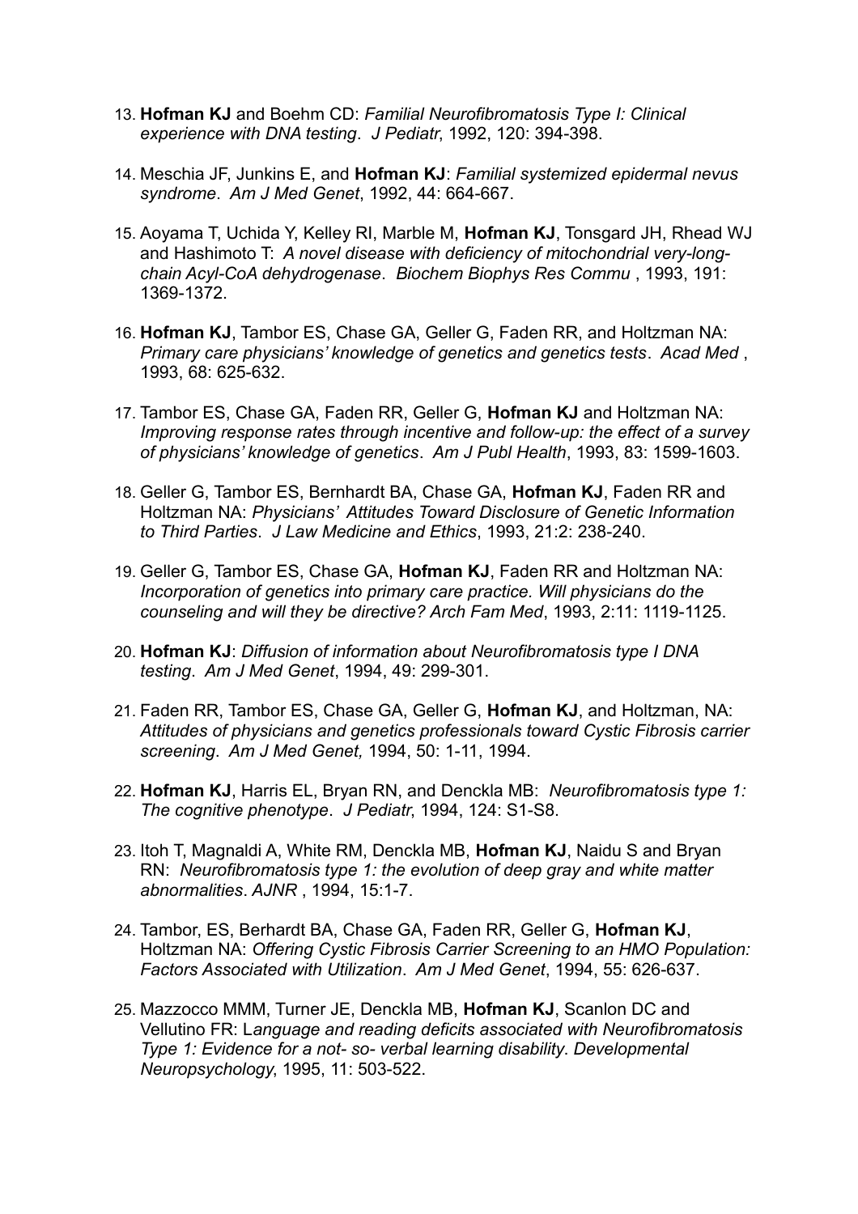13. **Hofman KJ** and Boehm CD: *Familial Neurofibromatosis Type I: Clinical experience with DNA testing*. *J Pediatr*, 1992, 120: 394-398.

14. Meschia JF, Junkins E, and **Hofman KJ**: *Familial systemized epidermal nevus syndrome*. *Am J Med Genet*, 1992, 44: 664-667.

15. Aoyama T, Uchida Y, Kelley RI, Marble M, **Hofman KJ**, Tonsgard JH, Rhead WJ and Hashimoto T: *A novel disease with deficiency of mitochondrial very-long-chain Acyl-CoA dehydrogenase*. *Biochem Biophys Res Commu* , 1993, 191: 1369-1372.

16. **Hofman KJ**, Tambor ES, Chase GA, Geller G, Faden RR, and Holtzman NA: *Primary care physicians' knowledge of genetics and genetics tests*. *Acad Med* , 1993, 68: 625-632.

17. Tambor ES, Chase GA, Faden RR, Geller G, **Hofman KJ** and Holtzman NA: *Improving response rates through incentive and follow-up: the effect of a survey of physicians' knowledge of genetics*. *Am J Publ Health*, 1993, 83: 1599-1603.

18. Geller G, Tambor ES, Bernhardt BA, Chase GA, **Hofman KJ**, Faden RR and Holtzman NA: *Physicians' Attitudes Toward Disclosure of Genetic Information to Third Parties*. *J Law Medicine and Ethics*, 1993, 21:2: 238-240.

19. Geller G, Tambor ES, Chase GA, **Hofman KJ**, Faden RR and Holtzman NA: *Incorporation of genetics into primary care practice. Will physicians do the counseling and will they be directive? Arch Fam Med*, 1993, 2:11: 1119-1125.

20. **Hofman KJ**: *Diffusion of information about Neurofibromatosis type I DNA testing*. *Am J Med Genet*, 1994, 49: 299-301.

21. Faden RR, Tambor ES, Chase GA, Geller G, **Hofman KJ**, and Holtzman, NA: *Attitudes of physicians and genetics professionals toward Cystic Fibrosis carrier screening*. *Am J Med Genet,* 1994, 50: 1-11, 1994.

22. **Hofman KJ**, Harris EL, Bryan RN, and Denckla MB: *Neurofibromatosis type 1: The cognitive phenotype*. *J Pediatr*, 1994, 124: S1-S8.

23. Itoh T, Magnaldi A, White RM, Denckla MB, **Hofman KJ**, Naidu S and Bryan RN: *Neurofibromatosis type 1: the evolution of deep gray and white matter abnormalities*. *AJNR* , 1994, 15:1-7.

24. Tambor, ES, Berhardt BA, Chase GA, Faden RR, Geller G, **Hofman KJ**, Holtzman NA: *Offering Cystic Fibrosis Carrier Screening to an HMO Population: Factors Associated with Utilization*. *Am J Med Genet*, 1994, 55: 626-637.

25. Mazzocco MMM, Turner JE, Denckla MB, **Hofman KJ**, Scanlon DC and Vellutino FR: L*anguage and reading deficits associated with Neurofibromatosis Type 1: Evidence for a not- so- verbal learning disability*. *Developmental Neuropsychology*, 1995, 11: 503-522.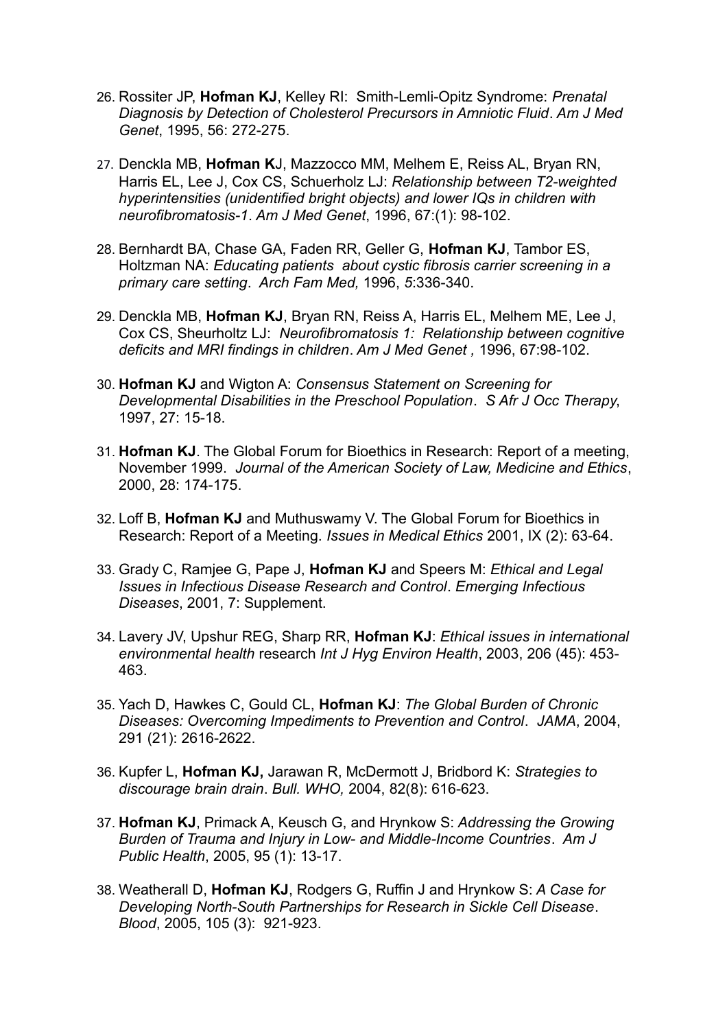26. Rossiter JP, **Hofman KJ**, Kelley RI: Smith-Lemli-Opitz Syndrome: *Prenatal Diagnosis by Detection of Cholesterol Precursors in Amniotic Fluid*. *Am J Med Genet*, 1995, 56: 272-275.

27. Denckla MB, **Hofman K**J, Mazzocco MM, Melhem E, Reiss AL, Bryan RN, Harris EL, Lee J, Cox CS, Schuerholz LJ: *Relationship between T2-weighted hyperintensities (unidentified bright objects) and lower IQs in children with neurofibromatosis-1*. *Am J Med Genet*, 1996, 67:(1): 98-102.

28. Bernhardt BA, Chase GA, Faden RR, Geller G, **Hofman KJ**, Tambor ES, Holtzman NA: *Educating patients about cystic fibrosis carrier screening in a primary care setting*. *Arch Fam Med,* 1996, *5*:336-340.

29. Denckla MB, **Hofman KJ**, Bryan RN, Reiss A, Harris EL, Melhem ME, Lee J, Cox CS, Sheurholtz LJ: *Neurofibromatosis 1: Relationship between cognitive deficits and MRI findings in children*. *Am J Med Genet ,* 1996, 67:98-102.

30. **Hofman KJ** and Wigton A: *Consensus Statement on Screening for Developmental Disabilities in the Preschool Population*. *S Afr J Occ Therapy*, 1997, 27: 15-18.

31. **Hofman KJ**. The Global Forum for Bioethics in Research: Report of a meeting, November 1999. *Journal of the American Society of Law, Medicine and Ethics*, 2000, 28: 174-175.

32. Loff B, **Hofman KJ** and Muthuswamy V. The Global Forum for Bioethics in Research: Report of a Meeting. *Issues in Medical Ethics* 2001, IX (2): 63-64.

33. Grady C, Ramjee G, Pape J, **Hofman KJ** and Speers M: *Ethical and Legal Issues in Infectious Disease Research and Control*. *Emerging Infectious Diseases*, 2001, 7: Supplement.

34. Lavery JV, Upshur REG, Sharp RR, **Hofman KJ**: *Ethical issues in international environmental health* research *Int J Hyg Environ Health*, 2003, 206 (45): 453-463.

35. Yach D, Hawkes C, Gould CL, **Hofman KJ**: *The Global Burden of Chronic Diseases: Overcoming Impediments to Prevention and Control*. *JAMA*, 2004, 291 (21): 2616-2622.

36. Kupfer L, **Hofman KJ,** Jarawan R, McDermott J, Bridbord K: *Strategies to discourage brain drain*. *Bull. WHO,* 2004, 82(8): 616-623.

37. **Hofman KJ**, Primack A, Keusch G, and Hrynkow S: *Addressing the Growing Burden of Trauma and Injury in Low- and Middle-Income Countries*. *Am J Public Health*, 2005, 95 (1): 13-17.

38. Weatherall D, **Hofman KJ**, Rodgers G, Ruffin J and Hrynkow S: *A Case for Developing North-South Partnerships for Research in Sickle Cell Disease*. *Blood*, 2005, 105 (3): 921-923.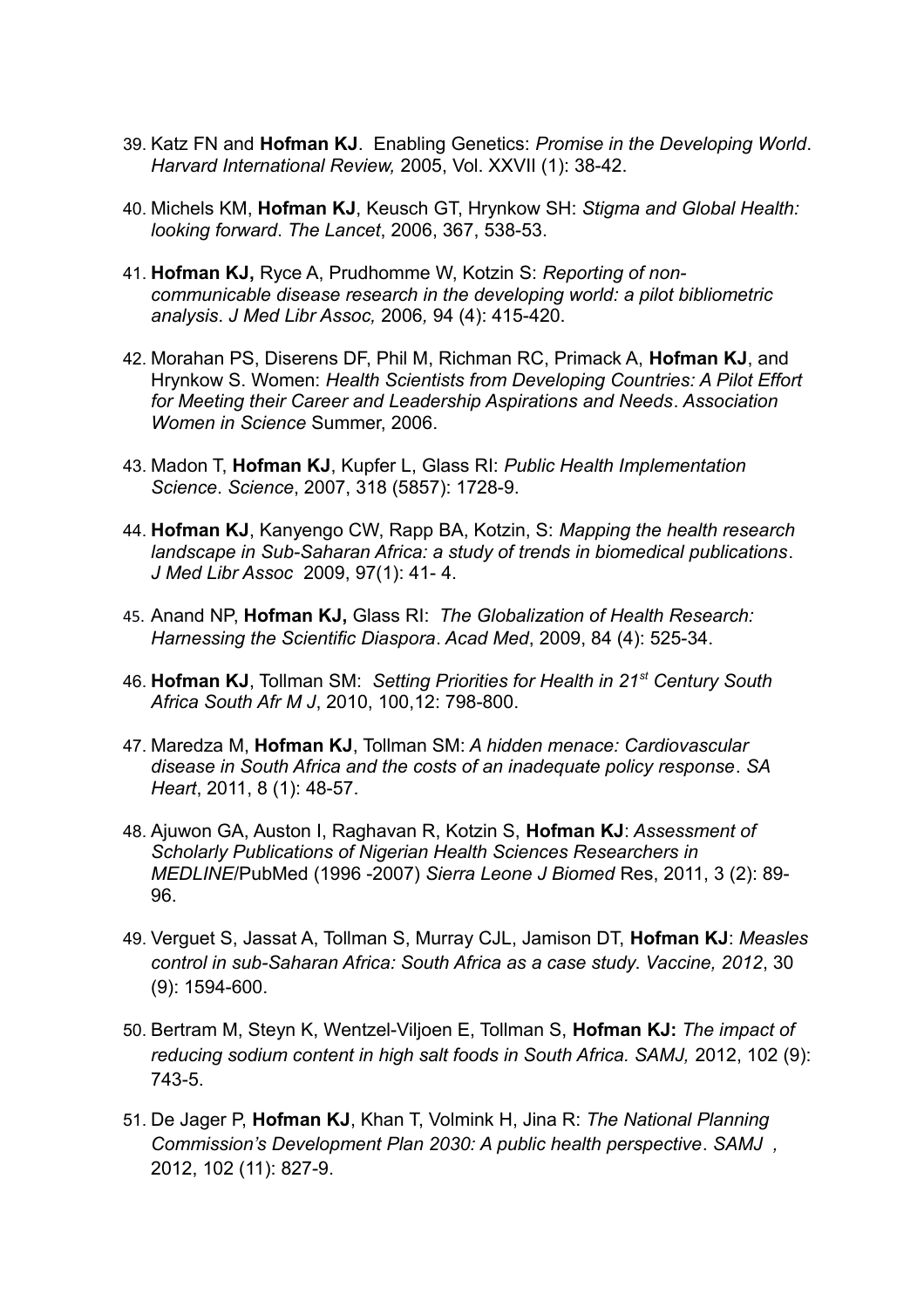39. Katz FN and **Hofman KJ**. Enabling Genetics: *Promise in the Developing World*. *Harvard International Review,* 2005, Vol. XXVII (1): 38-42.

40. Michels KM, **Hofman KJ**, Keusch GT, Hrynkow SH: *Stigma and Global Health: looking forward*. *The Lancet*, 2006, 367, 538-53.

41. **Hofman KJ,** Ryce A, Prudhomme W, Kotzin S: *Reporting of non-communicable disease research in the developing world: a pilot bibliometric analysis*. *J Med Libr Assoc,* 2006*,* 94 (4): 415-420.

42. Morahan PS, Diserens DF, Phil M, Richman RC, Primack A, **Hofman KJ**, and Hrynkow S. Women: *Health Scientists from Developing Countries: A Pilot Effort for Meeting their Career and Leadership Aspirations and Needs*. *Association Women in Science* Summer, 2006.

43. Madon T, **Hofman KJ**, Kupfer L, Glass RI: *Public Health Implementation Science*. *Science*, 2007, 318 (5857): 1728-9.

44. **Hofman KJ**, Kanyengo CW, Rapp BA, Kotzin, S: *Mapping the health research landscape in Sub-Saharan Africa: a study of trends in biomedical publications*. *J Med Libr Assoc* 2009, 97(1): 41- 4.

45. Anand NP, **Hofman KJ,** Glass RI: *The Globalization of Health Research: Harnessing the Scientific Diaspora*. *Acad Med*, 2009, 84 (4): 525-34.

46. **Hofman KJ**, Tollman SM: *Setting Priorities for Health in 21st Century South Africa South Afr M J*, 2010, 100,12: 798-800.

47. Maredza M, **Hofman KJ**, Tollman SM: *A hidden menace: Cardiovascular disease in South Africa and the costs of an inadequate policy response*. *SA Heart*, 2011, 8 (1): 48-57.

48. Ajuwon GA, Auston I, Raghavan R, Kotzin S, **Hofman KJ**: *Assessment of Scholarly Publications of Nigerian Health Sciences Researchers in MEDLINE*/PubMed (1996 -2007) *Sierra Leone J Biomed* Res, 2011, 3 (2): 89-96.

49. Verguet S, Jassat A, Tollman S, Murray CJL, Jamison DT, **Hofman KJ**: *Measles control in sub-Saharan Africa: South Africa as a case study*. *Vaccine, 2012*, 30 (9): 1594-600.

50. Bertram M, Steyn K, Wentzel-Viljoen E, Tollman S, **Hofman KJ:** *The impact of reducing sodium content in high salt foods in South Africa. SAMJ,* 2012, 102 (9): 743-5.

51. De Jager P, **Hofman KJ**, Khan T, Volmink H, Jina R: *The National Planning Commission's Development Plan 2030: A public health perspective*. *SAMJ ,* 2012, 102 (11): 827-9.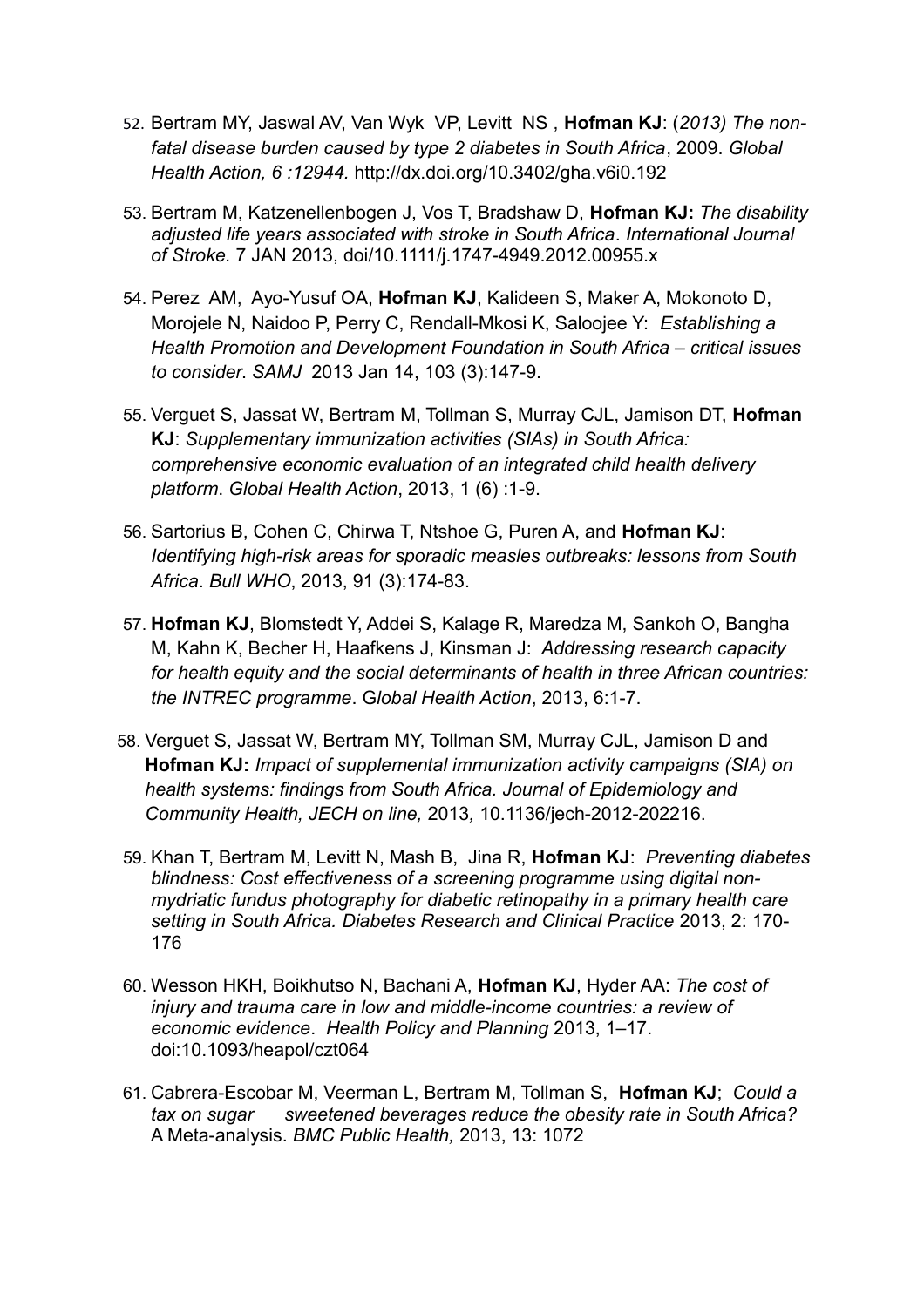52. Bertram MY, Jaswal AV, Van Wyk VP, Levitt NS , **Hofman KJ**: (*2013) The non-fatal disease burden caused by type 2 diabetes in South Africa*, 2009. *Global Health Action, 6 :12944.* http://dx.doi.org/10.3402/gha.v6i0.192

53. Bertram M, Katzenellenbogen J, Vos T, Bradshaw D, **Hofman KJ:** *The disability adjusted life years associated with stroke in South Africa*. *International Journal of Stroke.* 7 JAN 2013, doi/10.1111/j.1747-4949.2012.00955.x

54. Perez AM, Ayo-Yusuf OA, **Hofman KJ**, Kalideen S, Maker A, Mokonoto D, Morojele N, Naidoo P, Perry C, Rendall-Mkosi K, Saloojee Y: *Establishing a Health Promotion and Development Foundation in South Africa – critical issues to consider. SAMJ* 2013 Jan 14, 103 (3):147-9.

55. Verguet S, Jassat W, Bertram M, Tollman S, Murray CJL, Jamison DT, **Hofman KJ**: *Supplementary immunization activities (SIAs) in South Africa: comprehensive economic evaluation of an integrated child health delivery platform*. *Global Health Action*, 2013, 1 (6) :1-9.

56. Sartorius B, Cohen C, Chirwa T, Ntshoe G, Puren A, and **Hofman KJ**: *Identifying high-risk areas for sporadic measles outbreaks: lessons from South Africa*. *Bull WHO*, 2013, 91 (3):174-83.

57. **Hofman KJ**, Blomstedt Y, Addei S, Kalage R, Maredza M, Sankoh O, Bangha M, Kahn K, Becher H, Haafkens J, Kinsman J: *Addressing research capacity for health equity and the social determinants of health in three African countries: the INTREC programme*. *Global Health Action*, 2013, 6:1-7.

58. Verguet S, Jassat W, Bertram MY, Tollman SM, Murray CJL, Jamison D and **Hofman KJ:** *Impact of supplemental immunization activity campaigns (SIA) on health systems: findings from South Africa. Journal of Epidemiology and Community Health, JECH on line,* 2013*,* 10.1136/jech-2012-202216.

59. Khan T, Bertram M, Levitt N, Mash B, Jina R, **Hofman KJ**: *Preventing diabetes blindness: Cost effectiveness of a screening programme using digital non-mydriatic fundus photography for diabetic retinopathy in a primary health care setting in South Africa. Diabetes Research and Clinical Practice* 2013, 2: 170-176

60. Wesson HKH, Boikhutso N, Bachani A, **Hofman KJ**, Hyder AA: *The cost of injury and trauma care in low and middle-income countries: a review of economic evidence*. *Health Policy and Planning* 2013, 1–17. doi:10.1093/heapol/czt064

61. Cabrera-Escobar M, Veerman L, Bertram M, Tollman S, **Hofman KJ**; *Could a tax on sugar sweetened beverages reduce the obesity rate in South Africa?* A Meta-analysis. *BMC Public Health,* 2013, 13: 1072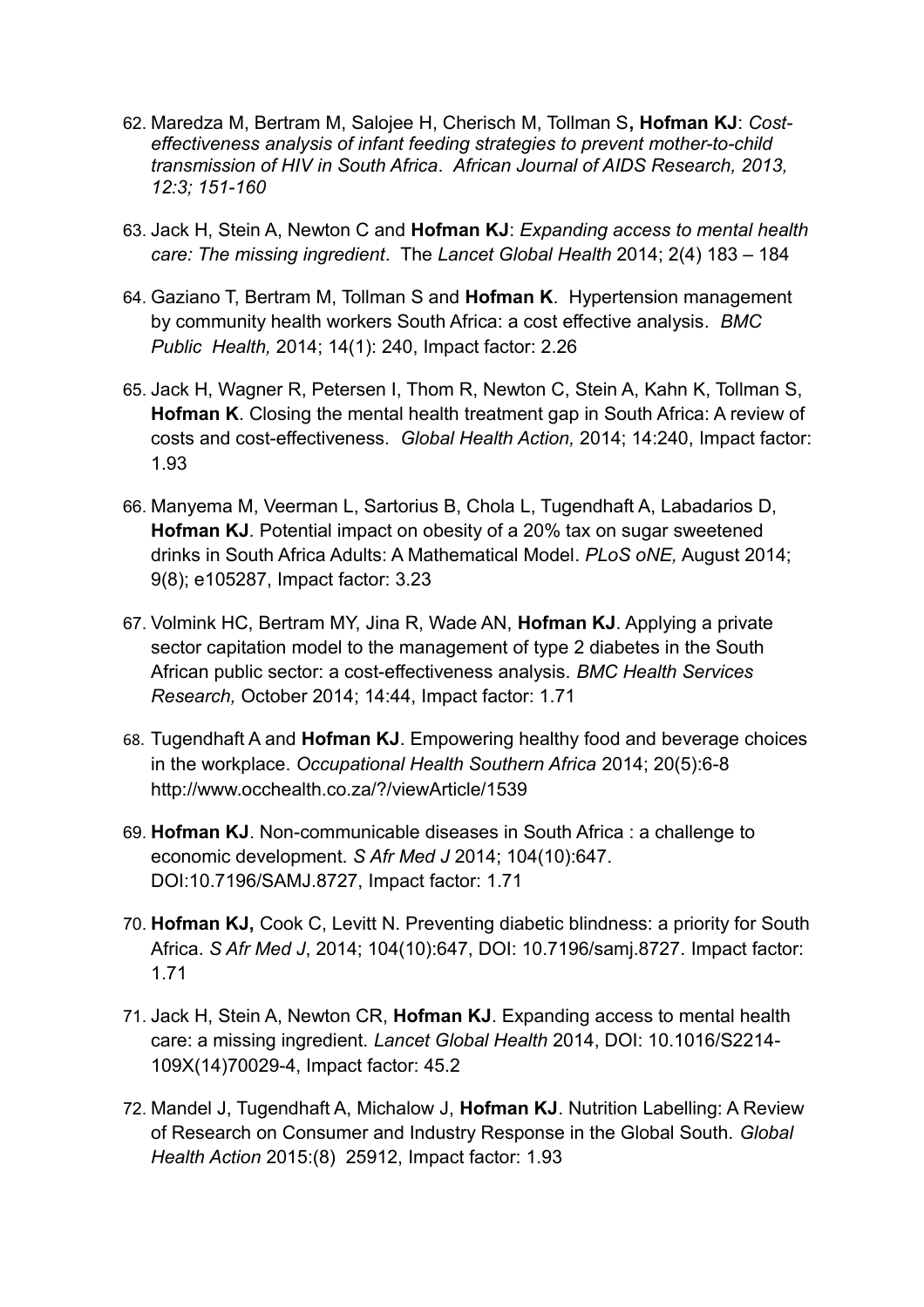62. Maredza M, Bertram M, Salojee H, Cherisch M, Tollman S**, Hofman KJ**: *Cost-effectiveness analysis of infant feeding strategies to prevent mother-to-child transmission of HIV in South Africa*. *African Journal of AIDS Research, 2013, 12:3; 151-160*

63. Jack H, Stein A, Newton C and **Hofman KJ**: *Expanding access to mental health care: The missing ingredient*. The *Lancet Global Health* 2014; 2(4) 183 – 184

64. Gaziano T, Bertram M, Tollman S and **Hofman K**. Hypertension management by community health workers South Africa: a cost effective analysis. *BMC Public Health,* 2014; 14(1): 240, Impact factor: 2.26

65. Jack H, Wagner R, Petersen I, Thom R, Newton C, Stein A, Kahn K, Tollman S, **Hofman K**. Closing the mental health treatment gap in South Africa: A review of costs and cost-effectiveness. *Global Health Action,* 2014; 14:240, Impact factor: 1.93

66. Manyema M, Veerman L, Sartorius B, Chola L, Tugendhaft A, Labadarios D, **Hofman KJ**. Potential impact on obesity of a 20% tax on sugar sweetened drinks in South Africa Adults: A Mathematical Model. *PLoS oNE,* August 2014; 9(8); e105287, Impact factor: 3.23

67. Volmink HC, Bertram MY, Jina R, Wade AN, **Hofman KJ**. Applying a private sector capitation model to the management of type 2 diabetes in the South African public sector: a cost-effectiveness analysis. *BMC Health Services Research,* October 2014; 14:44, Impact factor: 1.71

68. Tugendhaft A and **Hofman KJ**. Empowering healthy food and beverage choices in the workplace. *Occupational Health Southern Africa* 2014; 20(5):6-8 http://www.occhealth.co.za/?/viewArticle/1539

69. **Hofman KJ**. Non-communicable diseases in South Africa : a challenge to economic development. *S Afr Med J* 2014; 104(10):647. DOI:10.7196/SAMJ.8727, Impact factor: 1.71

70. **Hofman KJ,** Cook C, Levitt N. Preventing diabetic blindness: a priority for South Africa. *S Afr Med J*, 2014; 104(10):647, DOI: 10.7196/samj.8727. Impact factor: 1.71

71. Jack H, Stein A, Newton CR, **Hofman KJ**. Expanding access to mental health care: a missing ingredient. *Lancet Global Health* 2014, DOI: 10.1016/S2214-109X(14)70029-4, Impact factor: 45.2

72. Mandel J, Tugendhaft A, Michalow J, **Hofman KJ**. Nutrition Labelling: A Review of Research on Consumer and Industry Response in the Global South. *Global Health Action* 2015:(8) 25912, Impact factor: 1.93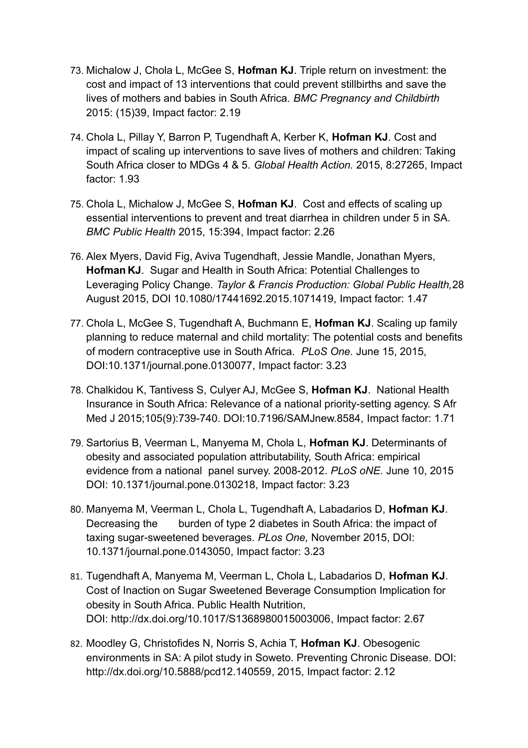73. Michalow J, Chola L, McGee S, **Hofman KJ**. Triple return on investment: the cost and impact of 13 interventions that could prevent stillbirths and save the lives of mothers and babies in South Africa. *BMC Pregnancy and Childbirth* 2015: (15)39, Impact factor: 2.19

74. Chola L, Pillay Y, Barron P, Tugendhaft A, Kerber K, **Hofman KJ**. Cost and impact of scaling up interventions to save lives of mothers and children: Taking South Africa closer to MDGs 4 & 5. *Global Health Action.* 2015, 8:27265, Impact factor: 1.93

75. Chola L, Michalow J, McGee S, **Hofman KJ**. Cost and effects of scaling up essential interventions to prevent and treat diarrhea in children under 5 in SA. *BMC Public Health* 2015, 15:394, Impact factor: 2.26

76. Alex Myers, David Fig, Aviva Tugendhaft, Jessie Mandle, Jonathan Myers, **Hofman KJ**. Sugar and Health in South Africa: Potential Challenges to Leveraging Policy Change. *Taylor & Francis Production: Global Public Health,* 28 August 2015, DOI 10.1080/17441692.2015.1071419, Impact factor: 1.47

77. Chola L, McGee S, Tugendhaft A, Buchmann E, **Hofman KJ**. Scaling up family planning to reduce maternal and child mortality: The potential costs and benefits of modern contraceptive use in South Africa. *PLoS One.* June 15, 2015, DOI:10.1371/journal.pone.0130077, Impact factor: 3.23

78. Chalkidou K, Tantivess S, Culyer AJ, McGee S, **Hofman KJ**. National Health Insurance in South Africa: Relevance of a national priority-setting agency. S Afr Med J 2015;105(9):739-740. DOI:10.7196/SAMJnew.8584, Impact factor: 1.71

79. Sartorius B, Veerman L, Manyema M, Chola L, **Hofman KJ**. Determinants of obesity and associated population attributability, South Africa: empirical evidence from a national panel survey. 2008-2012. *PLoS oNE.* June 10, 2015 DOI: 10.1371/journal.pone.0130218, Impact factor: 3.23

80. Manyema M, Veerman L, Chola L, Tugendhaft A, Labadarios D, **Hofman KJ**. Decreasing the burden of type 2 diabetes in South Africa: the impact of taxing sugar-sweetened beverages. *PLos One,* November 2015, DOI: 10.1371/journal.pone.0143050, Impact factor: 3.23

81. Tugendhaft A, Manyema M, Veerman L, Chola L, Labadarios D, **Hofman KJ**. Cost of Inaction on Sugar Sweetened Beverage Consumption Implication for obesity in South Africa. Public Health Nutrition, DOI: http://dx.doi.org/10.1017/S1368980015003006, Impact factor: 2.67

82. Moodley G, Christofides N, Norris S, Achia T, **Hofman KJ**. Obesogenic environments in SA: A pilot study in Soweto. Preventing Chronic Disease. DOI: http://dx.doi.org/10.5888/pcd12.140559, 2015, Impact factor: 2.12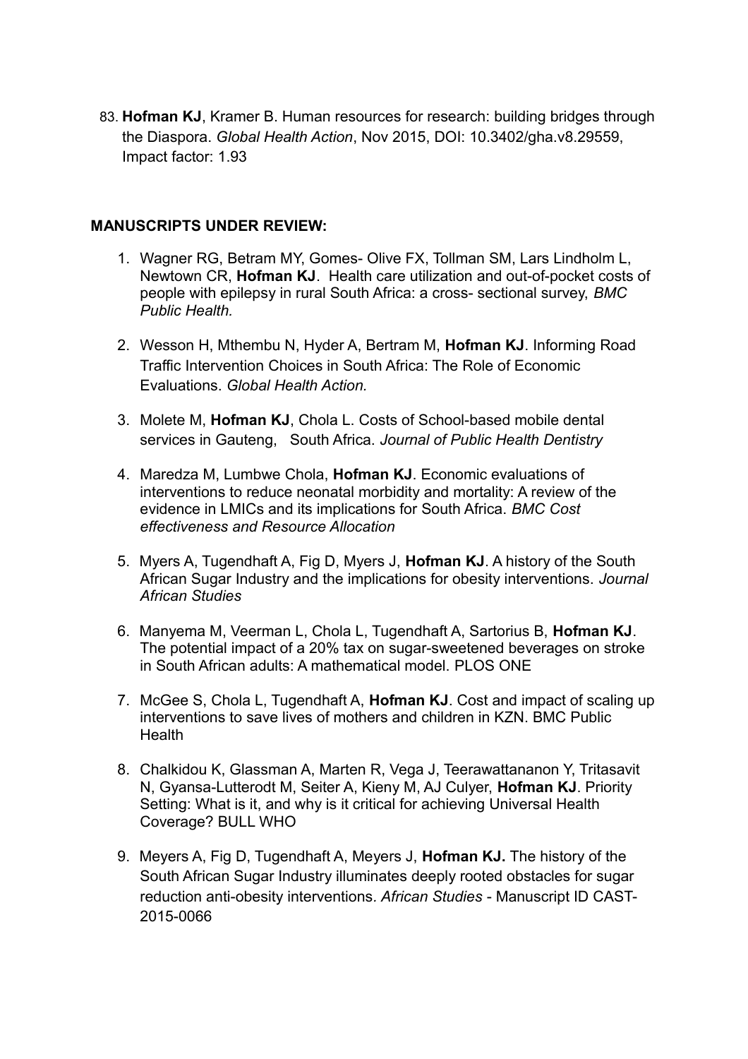83. **Hofman KJ**, Kramer B. Human resources for research: building bridges through the Diaspora. *Global Health Action*, Nov 2015, DOI: 10.3402/gha.v8.29559, Impact factor: 1.93

**MANUSCRIPTS UNDER REVIEW:**

1. Wagner RG, Betram MY, Gomes- Olive FX, Tollman SM, Lars Lindholm L, Newtown CR, **Hofman KJ**. Health care utilization and out-of-pocket costs of people with epilepsy in rural South Africa: a cross- sectional survey, *BMC Public Health.*

2. Wesson H, Mthembu N, Hyder A, Bertram M, **Hofman KJ**. Informing Road Traffic Intervention Choices in South Africa: The Role of Economic Evaluations. *Global Health Action.*

3. Molete M, **Hofman KJ**, Chola L. Costs of School-based mobile dental services in Gauteng, South Africa. *Journal of Public Health Dentistry*

4. Maredza M, Lumbwe Chola, **Hofman KJ**. Economic evaluations of interventions to reduce neonatal morbidity and mortality: A review of the evidence in LMICs and its implications for South Africa. *BMC Cost effectiveness and Resource Allocation*

5. Myers A, Tugendhaft A, Fig D, Myers J, **Hofman KJ**. A history of the South African Sugar Industry and the implications for obesity interventions. *Journal African Studies*

6. Manyema M, Veerman L, Chola L, Tugendhaft A, Sartorius B, **Hofman KJ**. The potential impact of a 20% tax on sugar-sweetened beverages on stroke in South African adults: A mathematical model. PLOS ONE

7. McGee S, Chola L, Tugendhaft A, **Hofman KJ**. Cost and impact of scaling up interventions to save lives of mothers and children in KZN. BMC Public Health

8. Chalkidou K, Glassman A, Marten R, Vega J, Teerawattananon Y, Tritasavit N, Gyansa-Lutterodt M, Seiter A, Kieny M, AJ Culyer, **Hofman KJ**. Priority Setting: What is it, and why is it critical for achieving Universal Health Coverage? BULL WHO

9. Meyers A, Fig D, Tugendhaft A, Meyers J, **Hofman KJ.** The history of the South African Sugar Industry illuminates deeply rooted obstacles for sugar reduction anti-obesity interventions. *African Studies* - Manuscript ID CAST-2015-0066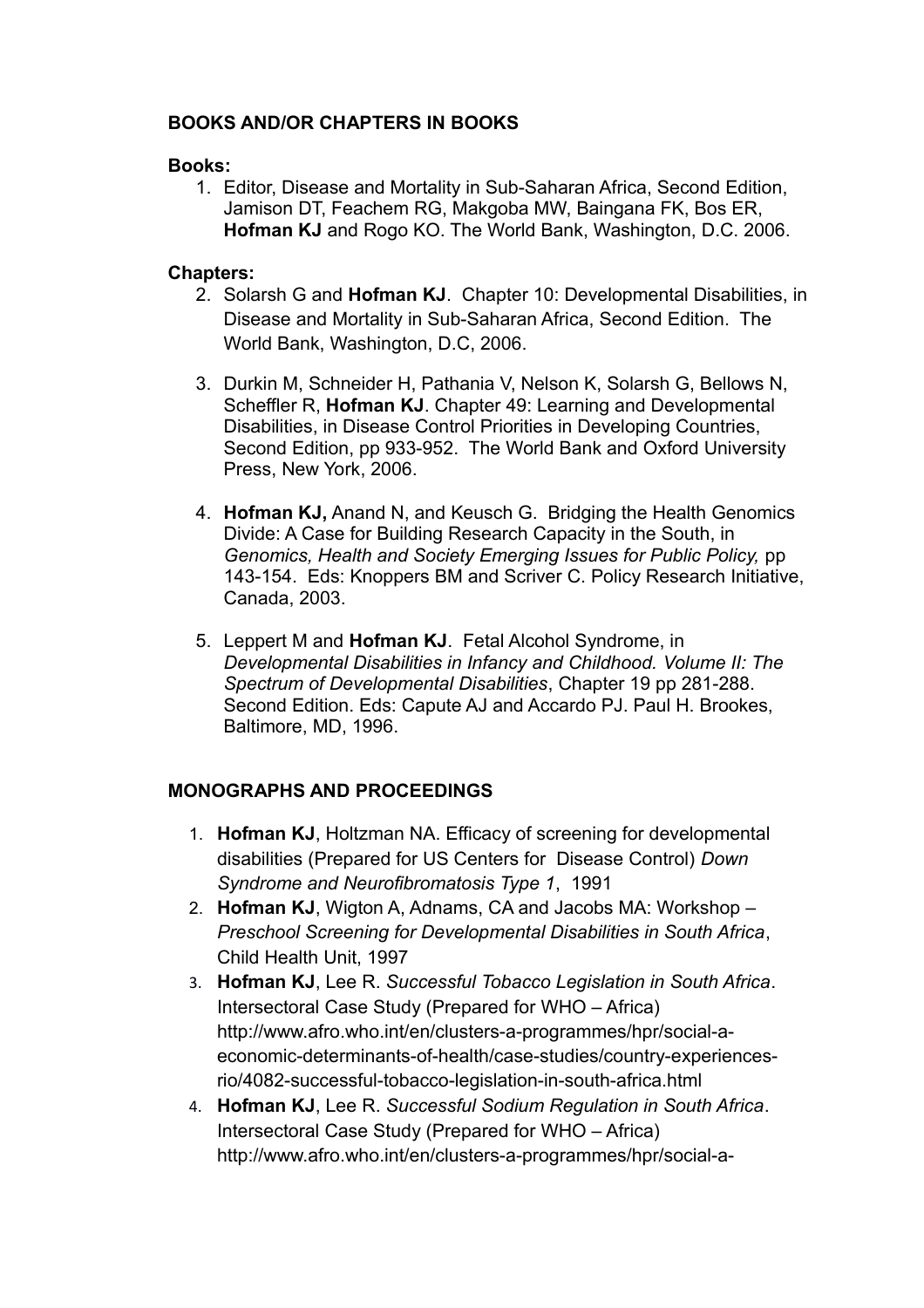## BOOKS AND/OR CHAPTERS IN BOOKS

**Books:**

1. Editor, Disease and Mortality in Sub-Saharan Africa, Second Edition, Jamison DT, Feachem RG, Makgoba MW, Baingana FK, Bos ER, **Hofman KJ** and Rogo KO. The World Bank, Washington, D.C. 2006.

**Chapters:**

2. Solarsh G and **Hofman KJ**. Chapter 10: Developmental Disabilities, in Disease and Mortality in Sub-Saharan Africa, Second Edition. The World Bank, Washington, D.C, 2006.

3. Durkin M, Schneider H, Pathania V, Nelson K, Solarsh G, Bellows N, Scheffler R, **Hofman KJ**. Chapter 49: Learning and Developmental Disabilities, in Disease Control Priorities in Developing Countries, Second Edition, pp 933-952. The World Bank and Oxford University Press, New York, 2006.

4. **Hofman KJ,** Anand N, and Keusch G. Bridging the Health Genomics Divide: A Case for Building Research Capacity in the South, in *Genomics, Health and Society Emerging Issues for Public Policy,* pp 143-154. Eds: Knoppers BM and Scriver C. Policy Research Initiative, Canada, 2003.

5. Leppert M and **Hofman KJ**. Fetal Alcohol Syndrome, in *Developmental Disabilities in Infancy and Childhood. Volume II: The Spectrum of Developmental Disabilities*, Chapter 19 pp 281-288. Second Edition. Eds: Capute AJ and Accardo PJ. Paul H. Brookes, Baltimore, MD, 1996.

## MONOGRAPHS AND PROCEEDINGS

1. **Hofman KJ**, Holtzman NA. Efficacy of screening for developmental disabilities (Prepared for US Centers for Disease Control) *Down Syndrome and Neurofibromatosis Type 1*, 1991
2. **Hofman KJ**, Wigton A, Adnams, CA and Jacobs MA: Workshop – *Preschool Screening for Developmental Disabilities in South Africa*, Child Health Unit, 1997
3. **Hofman KJ**, Lee R. *Successful Tobacco Legislation in South Africa*. Intersectoral Case Study (Prepared for WHO – Africa) http://www.afro.who.int/en/clusters-a-programmes/hpr/social-a-economic-determinants-of-health/case-studies/country-experiences-rio/4082-successful-tobacco-legislation-in-south-africa.html
4. **Hofman KJ**, Lee R. *Successful Sodium Regulation in South Africa*. Intersectoral Case Study (Prepared for WHO – Africa) http://www.afro.who.int/en/clusters-a-programmes/hpr/social-a-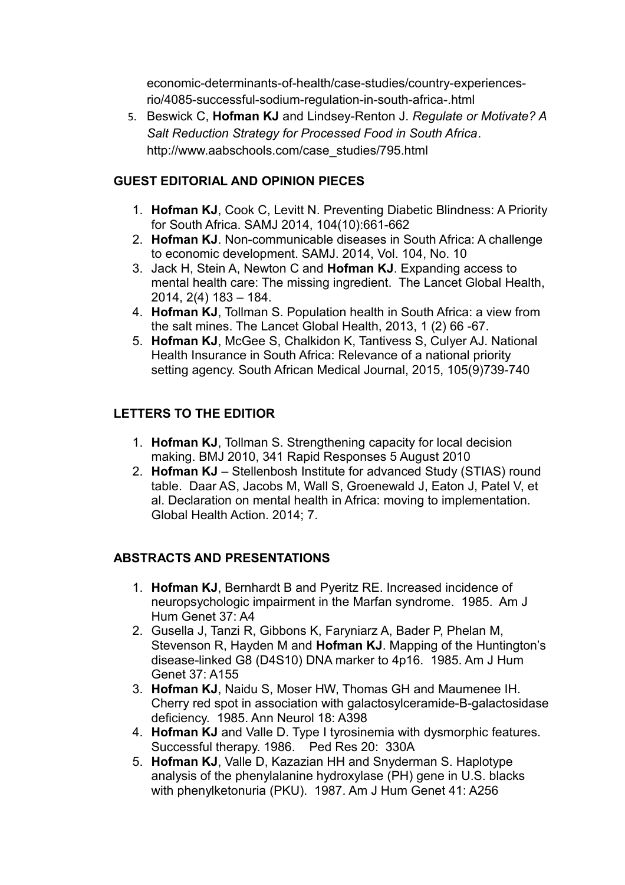economic-determinants-of-health/case-studies/country-experiences-rio/4085-successful-sodium-regulation-in-south-africa-.html

5. Beswick C, **Hofman KJ** and Lindsey-Renton J. *Regulate or Motivate? A Salt Reduction Strategy for Processed Food in South Africa*. http://www.aabschools.com/case_studies/795.html

## GUEST EDITORIAL AND OPINION PIECES

1. **Hofman KJ**, Cook C, Levitt N. Preventing Diabetic Blindness: A Priority for South Africa. SAMJ 2014, 104(10):661-662
2. **Hofman KJ**. Non-communicable diseases in South Africa: A challenge to economic development. SAMJ. 2014, Vol. 104, No. 10
3. Jack H, Stein A, Newton C and **Hofman KJ**. Expanding access to mental health care: The missing ingredient. The Lancet Global Health, 2014, 2(4) 183 – 184.
4. **Hofman KJ**, Tollman S. Population health in South Africa: a view from the salt mines. The Lancet Global Health, 2013, 1 (2) 66 -67.
5. **Hofman KJ**, McGee S, Chalkidon K, Tantivess S, Culyer AJ. National Health Insurance in South Africa: Relevance of a national priority setting agency. South African Medical Journal, 2015, 105(9)739-740

## LETTERS TO THE EDITIOR

1. **Hofman KJ**, Tollman S. Strengthening capacity for local decision making. BMJ 2010, 341 Rapid Responses 5 August 2010
2. **Hofman KJ** – Stellenbosh Institute for advanced Study (STIAS) round table. Daar AS, Jacobs M, Wall S, Groenewald J, Eaton J, Patel V, et al. Declaration on mental health in Africa: moving to implementation. Global Health Action. 2014; 7.

## ABSTRACTS AND PRESENTATIONS

1. **Hofman KJ**, Bernhardt B and Pyeritz RE. Increased incidence of neuropsychologic impairment in the Marfan syndrome. 1985. Am J Hum Genet 37: A4
2. Gusella J, Tanzi R, Gibbons K, Faryniarz A, Bader P, Phelan M, Stevenson R, Hayden M and **Hofman KJ**. Mapping of the Huntington's disease-linked G8 (D4S10) DNA marker to 4p16. 1985. Am J Hum Genet 37: A155
3. **Hofman KJ**, Naidu S, Moser HW, Thomas GH and Maumenee IH. Cherry red spot in association with galactosylceramide-B-galactosidase deficiency. 1985. Ann Neurol 18: A398
4. **Hofman KJ** and Valle D. Type I tyrosinemia with dysmorphic features. Successful therapy. 1986. Ped Res 20: 330A
5. **Hofman KJ**, Valle D, Kazazian HH and Snyderman S. Haplotype analysis of the phenylalanine hydroxylase (PH) gene in U.S. blacks with phenylketonuria (PKU). 1987. Am J Hum Genet 41: A256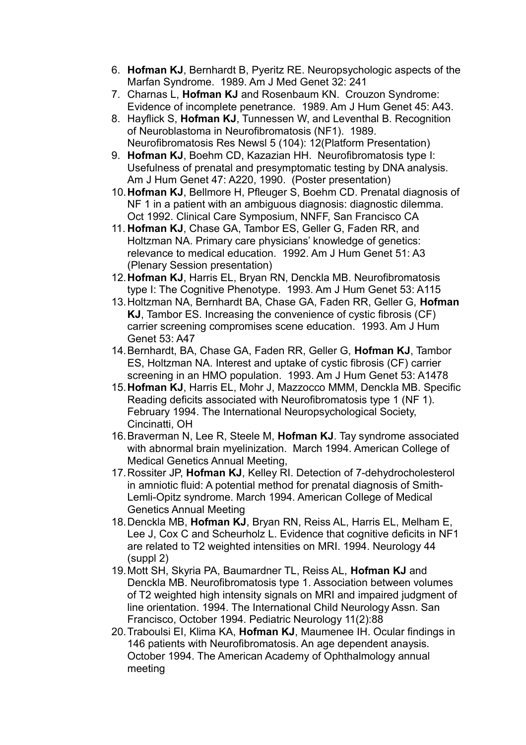6. **Hofman KJ**, Bernhardt B, Pyeritz RE. Neuropsychologic aspects of the Marfan Syndrome. 1989. Am J Med Genet 32: 241
7. Charnas L, **Hofman KJ** and Rosenbaum KN. Crouzon Syndrome: Evidence of incomplete penetrance. 1989. Am J Hum Genet 45: A43.
8. Hayflick S, **Hofman KJ**, Tunnessen W, and Leventhal B. Recognition of Neuroblastoma in Neurofibromatosis (NF1). 1989. Neurofibromatosis Res Newsl 5 (104): 12(Platform Presentation)
9. **Hofman KJ**, Boehm CD, Kazazian HH. Neurofibromatosis type I: Usefulness of prenatal and presymptomatic testing by DNA analysis. Am J Hum Genet 47: A220, 1990. (Poster presentation)
10. **Hofman KJ**, Bellmore H, Pfleuger S, Boehm CD. Prenatal diagnosis of NF 1 in a patient with an ambiguous diagnosis: diagnostic dilemma. Oct 1992. Clinical Care Symposium, NNFF, San Francisco CA
11. **Hofman KJ**, Chase GA, Tambor ES, Geller G, Faden RR, and Holtzman NA. Primary care physicians' knowledge of genetics: relevance to medical education. 1992. Am J Hum Genet 51: A3 (Plenary Session presentation)
12. **Hofman KJ**, Harris EL, Bryan RN, Denckla MB. Neurofibromatosis type I: The Cognitive Phenotype. 1993. Am J Hum Genet 53: A115
13. Holtzman NA, Bernhardt BA, Chase GA, Faden RR, Geller G, **Hofman KJ**, Tambor ES. Increasing the convenience of cystic fibrosis (CF) carrier screening compromises scene education. 1993. Am J Hum Genet 53: A47
14. Bernhardt, BA, Chase GA, Faden RR, Geller G, **Hofman KJ**, Tambor ES, Holtzman NA. Interest and uptake of cystic fibrosis (CF) carrier screening in an HMO population. 1993. Am J Hum Genet 53: A1478
15. **Hofman KJ**, Harris EL, Mohr J, Mazzocco MMM, Denckla MB. Specific Reading deficits associated with Neurofibromatosis type 1 (NF 1). February 1994. The International Neuropsychological Society, Cincinatti, OH
16. Braverman N, Lee R, Steele M, **Hofman KJ**. Tay syndrome associated with abnormal brain myelinization. March 1994. American College of Medical Genetics Annual Meeting,
17. Rossiter JP, **Hofman KJ**, Kelley RI. Detection of 7-dehydrocholesterol in amniotic fluid: A potential method for prenatal diagnosis of Smith-Lemli-Opitz syndrome. March 1994. American College of Medical Genetics Annual Meeting
18. Denckla MB, **Hofman KJ**, Bryan RN, Reiss AL, Harris EL, Melham E, Lee J, Cox C and Scheurholz L. Evidence that cognitive deficits in NF1 are related to T2 weighted intensities on MRI. 1994. Neurology 44 (suppl 2)
19. Mott SH, Skyria PA, Baumardner TL, Reiss AL, **Hofman KJ** and Denckla MB. Neurofibromatosis type 1. Association between volumes of T2 weighted high intensity signals on MRI and impaired judgment of line orientation. 1994. The International Child Neurology Assn. San Francisco, October 1994. Pediatric Neurology 11(2):88
20. Traboulsi EI, Klima KA, **Hofman KJ**, Maumenee IH. Ocular findings in 146 patients with Neurofibromatosis. An age dependent anaysis. October 1994. The American Academy of Ophthalmology annual meeting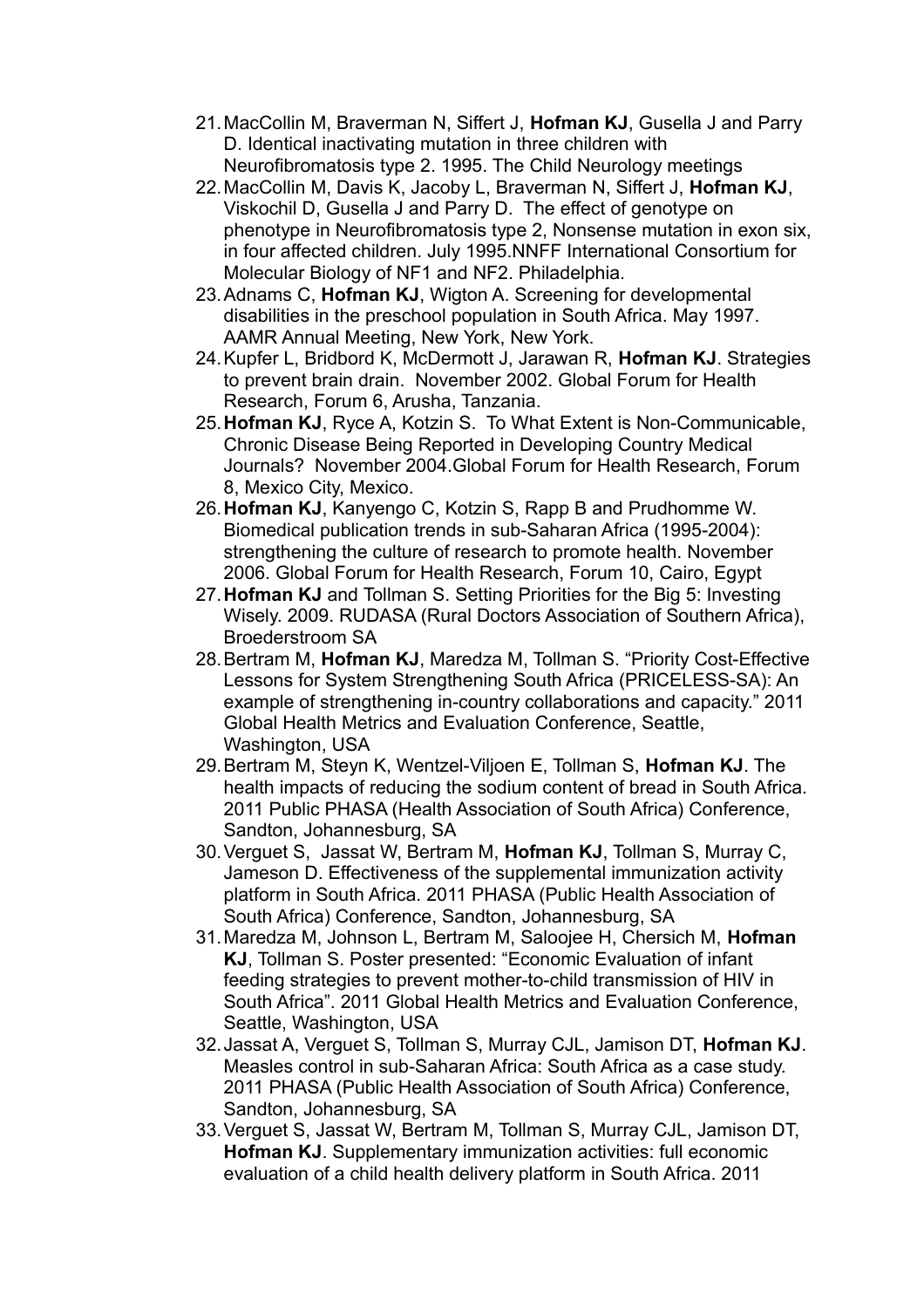21. MacCollin M, Braverman N, Siffert J, **Hofman KJ**, Gusella J and Parry D. Identical inactivating mutation in three children with Neurofibromatosis type 2. 1995. The Child Neurology meetings
22. MacCollin M, Davis K, Jacoby L, Braverman N, Siffert J, **Hofman KJ**, Viskochil D, Gusella J and Parry D. The effect of genotype on phenotype in Neurofibromatosis type 2, Nonsense mutation in exon six, in four affected children. July 1995.NNFF International Consortium for Molecular Biology of NF1 and NF2. Philadelphia.
23. Adnams C, **Hofman KJ**, Wigton A. Screening for developmental disabilities in the preschool population in South Africa. May 1997. AAMR Annual Meeting, New York, New York.
24. Kupfer L, Bridbord K, McDermott J, Jarawan R, **Hofman KJ**. Strategies to prevent brain drain. November 2002. Global Forum for Health Research, Forum 6, Arusha, Tanzania.
25. **Hofman KJ**, Ryce A, Kotzin S. To What Extent is Non-Communicable, Chronic Disease Being Reported in Developing Country Medical Journals? November 2004.Global Forum for Health Research, Forum 8, Mexico City, Mexico.
26. **Hofman KJ**, Kanyengo C, Kotzin S, Rapp B and Prudhomme W. Biomedical publication trends in sub-Saharan Africa (1995-2004): strengthening the culture of research to promote health. November 2006. Global Forum for Health Research, Forum 10, Cairo, Egypt
27. **Hofman KJ** and Tollman S. Setting Priorities for the Big 5: Investing Wisely. 2009. RUDASA (Rural Doctors Association of Southern Africa), Broederstroom SA
28. Bertram M, **Hofman KJ**, Maredza M, Tollman S. "Priority Cost-Effective Lessons for System Strengthening South Africa (PRICELESS-SA): An example of strengthening in-country collaborations and capacity." 2011 Global Health Metrics and Evaluation Conference, Seattle, Washington, USA
29. Bertram M, Steyn K, Wentzel-Viljoen E, Tollman S, **Hofman KJ**. The health impacts of reducing the sodium content of bread in South Africa. 2011 Public PHASA (Health Association of South Africa) Conference, Sandton, Johannesburg, SA
30. Verguet S, Jassat W, Bertram M, **Hofman KJ**, Tollman S, Murray C, Jameson D. Effectiveness of the supplemental immunization activity platform in South Africa. 2011 PHASA (Public Health Association of South Africa) Conference, Sandton, Johannesburg, SA
31. Maredza M, Johnson L, Bertram M, Saloojee H, Chersich M, **Hofman KJ**, Tollman S. Poster presented: "Economic Evaluation of infant feeding strategies to prevent mother-to-child transmission of HIV in South Africa". 2011 Global Health Metrics and Evaluation Conference, Seattle, Washington, USA
32. Jassat A, Verguet S, Tollman S, Murray CJL, Jamison DT, **Hofman KJ**. Measles control in sub-Saharan Africa: South Africa as a case study. 2011 PHASA (Public Health Association of South Africa) Conference, Sandton, Johannesburg, SA
33. Verguet S, Jassat W, Bertram M, Tollman S, Murray CJL, Jamison DT, **Hofman KJ**. Supplementary immunization activities: full economic evaluation of a child health delivery platform in South Africa. 2011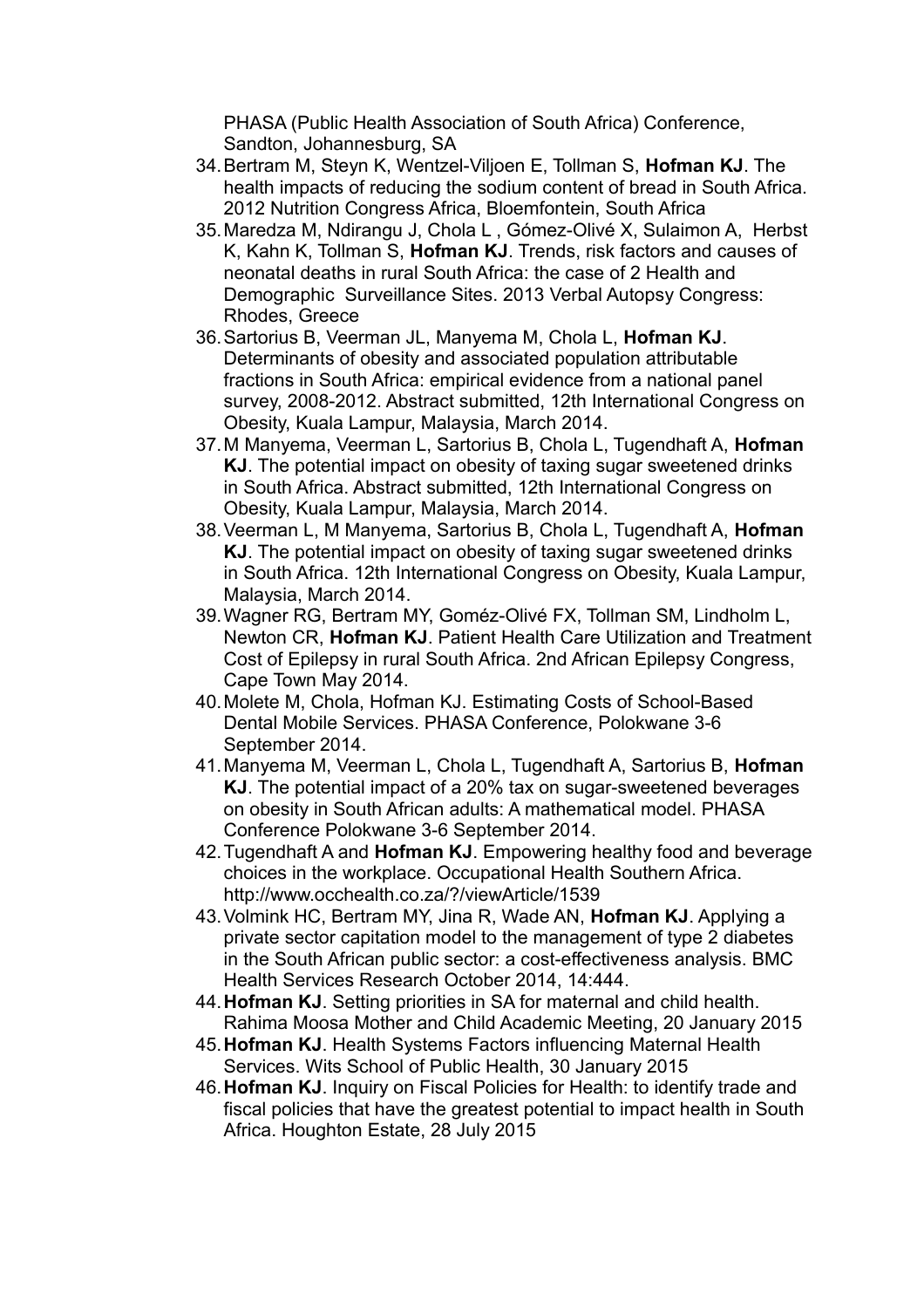PHASA (Public Health Association of South Africa) Conference, Sandton, Johannesburg, SA

34. Bertram M, Steyn K, Wentzel-Viljoen E, Tollman S, **Hofman KJ**. The health impacts of reducing the sodium content of bread in South Africa. 2012 Nutrition Congress Africa, Bloemfontein, South Africa
35. Maredza M, Ndirangu J, Chola L , Gómez-Olivé X, Sulaimon A, Herbst K, Kahn K, Tollman S, **Hofman KJ**. Trends, risk factors and causes of neonatal deaths in rural South Africa: the case of 2 Health and Demographic Surveillance Sites. 2013 Verbal Autopsy Congress: Rhodes, Greece
36. Sartorius B, Veerman JL, Manyema M, Chola L, **Hofman KJ**. Determinants of obesity and associated population attributable fractions in South Africa: empirical evidence from a national panel survey, 2008-2012. Abstract submitted, 12th International Congress on Obesity, Kuala Lampur, Malaysia, March 2014.
37. M Manyema, Veerman L, Sartorius B, Chola L, Tugendhaft A, **Hofman KJ**. The potential impact on obesity of taxing sugar sweetened drinks in South Africa. Abstract submitted, 12th International Congress on Obesity, Kuala Lampur, Malaysia, March 2014.
38. Veerman L, M Manyema, Sartorius B, Chola L, Tugendhaft A, **Hofman KJ**. The potential impact on obesity of taxing sugar sweetened drinks in South Africa. 12th International Congress on Obesity, Kuala Lampur, Malaysia, March 2014.
39. Wagner RG, Bertram MY, Goméz-Olivé FX, Tollman SM, Lindholm L, Newton CR, **Hofman KJ**. Patient Health Care Utilization and Treatment Cost of Epilepsy in rural South Africa. 2nd African Epilepsy Congress, Cape Town May 2014.
40. Molete M, Chola, Hofman KJ. Estimating Costs of School-Based Dental Mobile Services. PHASA Conference, Polokwane 3-6 September 2014.
41. Manyema M, Veerman L, Chola L, Tugendhaft A, Sartorius B, **Hofman KJ**. The potential impact of a 20% tax on sugar-sweetened beverages on obesity in South African adults: A mathematical model. PHASA Conference Polokwane 3-6 September 2014.
42. Tugendhaft A and **Hofman KJ**. Empowering healthy food and beverage choices in the workplace. Occupational Health Southern Africa. http://www.occhealth.co.za/?/viewArticle/1539
43. Volmink HC, Bertram MY, Jina R, Wade AN, **Hofman KJ**. Applying a private sector capitation model to the management of type 2 diabetes in the South African public sector: a cost-effectiveness analysis. BMC Health Services Research October 2014, 14:444.
44. **Hofman KJ**. Setting priorities in SA for maternal and child health. Rahima Moosa Mother and Child Academic Meeting, 20 January 2015
45. **Hofman KJ**. Health Systems Factors influencing Maternal Health Services. Wits School of Public Health, 30 January 2015
46. **Hofman KJ**. Inquiry on Fiscal Policies for Health: to identify trade and fiscal policies that have the greatest potential to impact health in South Africa. Houghton Estate, 28 July 2015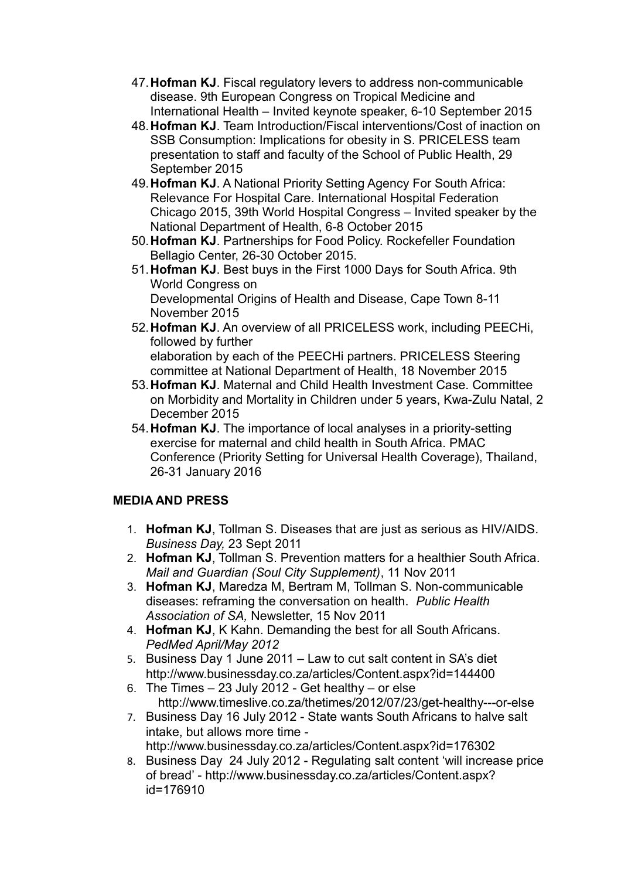47. **Hofman KJ**. Fiscal regulatory levers to address non-communicable disease. 9th European Congress on Tropical Medicine and International Health – Invited keynote speaker, 6-10 September 2015
48. **Hofman KJ**. Team Introduction/Fiscal interventions/Cost of inaction on SSB Consumption: Implications for obesity in S. PRICELESS team presentation to staff and faculty of the School of Public Health, 29 September 2015
49. **Hofman KJ**. A National Priority Setting Agency For South Africa: Relevance For Hospital Care. International Hospital Federation Chicago 2015, 39th World Hospital Congress – Invited speaker by the National Department of Health, 6-8 October 2015
50. **Hofman KJ**. Partnerships for Food Policy. Rockefeller Foundation Bellagio Center, 26-30 October 2015.
51. **Hofman KJ**. Best buys in the First 1000 Days for South Africa. 9th World Congress on
    Developmental Origins of Health and Disease, Cape Town 8-11 November 2015
52. **Hofman KJ**. An overview of all PRICELESS work, including PEECHi, followed by further
    elaboration by each of the PEECHi partners. PRICELESS Steering committee at National Department of Health, 18 November 2015
53. **Hofman KJ**. Maternal and Child Health Investment Case. Committee on Morbidity and Mortality in Children under 5 years, Kwa-Zulu Natal, 2 December 2015
54. **Hofman KJ**. The importance of local analyses in a priority-setting exercise for maternal and child health in South Africa. PMAC Conference (Priority Setting for Universal Health Coverage), Thailand, 26-31 January 2016

## MEDIA AND PRESS

1. **Hofman KJ**, Tollman S. Diseases that are just as serious as HIV/AIDS. *Business Day,* 23 Sept 2011
2. **Hofman KJ**, Tollman S. Prevention matters for a healthier South Africa. *Mail and Guardian (Soul City Supplement)*, 11 Nov 2011
3. **Hofman KJ**, Maredza M, Bertram M, Tollman S. Non-communicable diseases: reframing the conversation on health. *Public Health Association of SA,* Newsletter, 15 Nov 2011
4. **Hofman KJ**, K Kahn. Demanding the best for all South Africans. *PedMed April/May 2012*
5. Business Day 1 June 2011 – Law to cut salt content in SA's diet http://www.businessday.co.za/articles/Content.aspx?id=144400
6. The Times – 23 July 2012 - Get healthy – or else http://www.timeslive.co.za/thetimes/2012/07/23/get-healthy---or-else
7. Business Day 16 July 2012 - State wants South Africans to halve salt intake, but allows more time - http://www.businessday.co.za/articles/Content.aspx?id=176302
8. Business Day 24 July 2012 - Regulating salt content 'will increase price of bread' - http://www.businessday.co.za/articles/Content.aspx?id=176910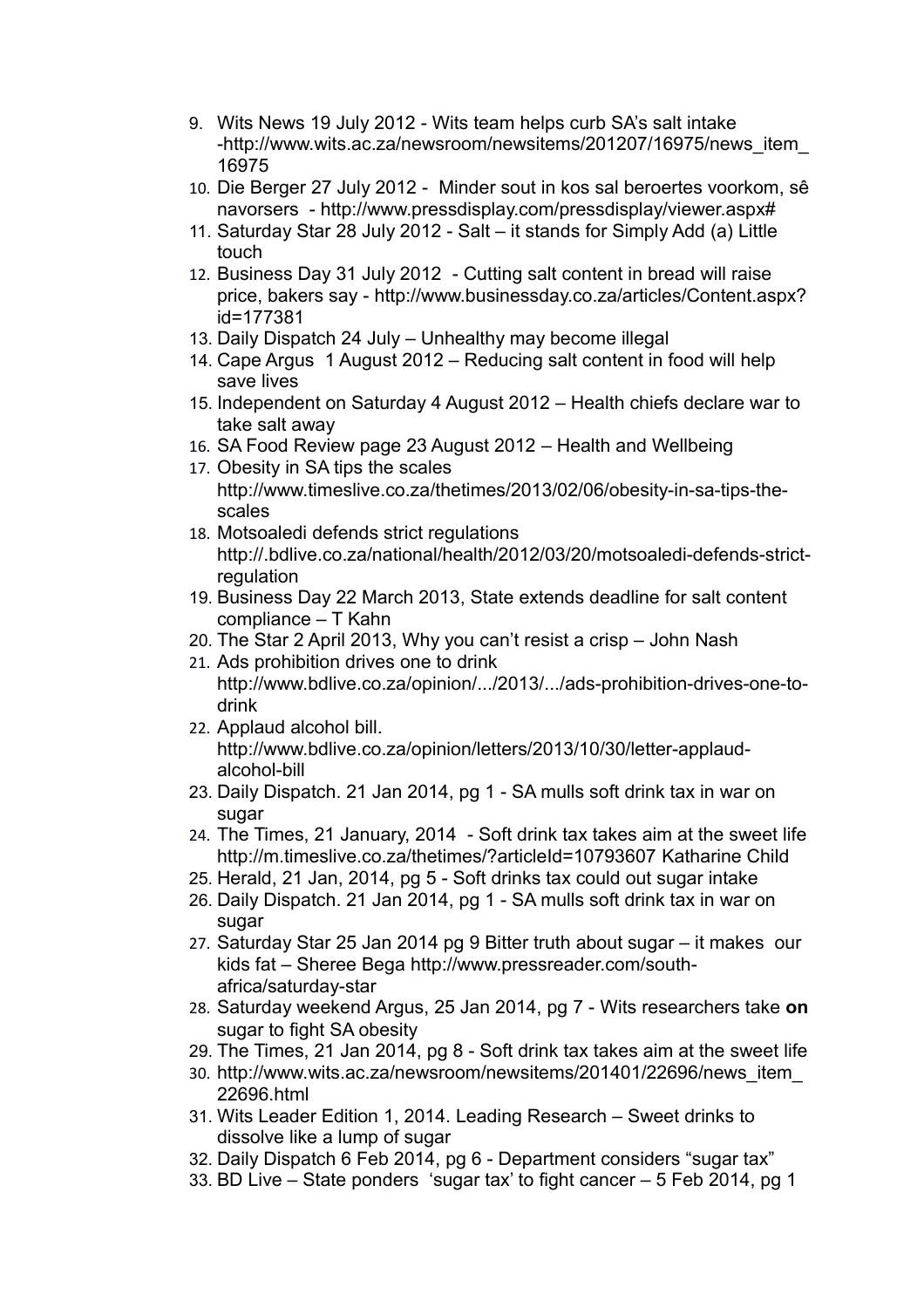9. Wits News 19 July 2012 - Wits team helps curb SA's salt intake -http://www.wits.ac.za/newsroom/newsitems/201207/16975/news_item_16975
10. Die Berger 27 July 2012 - Minder sout in kos sal beroertes voorkom, sê navorsers - http://www.pressdisplay.com/pressdisplay/viewer.aspx#
11. Saturday Star 28 July 2012 - Salt – it stands for Simply Add (a) Little touch
12. Business Day 31 July 2012 - Cutting salt content in bread will raise price, bakers say - http://www.businessday.co.za/articles/Content.aspx?id=177381
13. Daily Dispatch 24 July – Unhealthy may become illegal
14. Cape Argus 1 August 2012 – Reducing salt content in food will help save lives
15. Independent on Saturday 4 August 2012 – Health chiefs declare war to take salt away
16. SA Food Review page 23 August 2012 – Health and Wellbeing
17. Obesity in SA tips the scales http://www.timeslive.co.za/thetimes/2013/02/06/obesity-in-sa-tips-the-scales
18. Motsoaledi defends strict regulations http://.bdlive.co.za/national/health/2012/03/20/motsoaledi-defends-strict-regulation
19. Business Day 22 March 2013, State extends deadline for salt content compliance – T Kahn
20. The Star 2 April 2013, Why you can't resist a crisp – John Nash
21. Ads prohibition drives one to drink http://www.bdlive.co.za/opinion/.../2013/.../ads-prohibition-drives-one-to-drink
22. Applaud alcohol bill. http://www.bdlive.co.za/opinion/letters/2013/10/30/letter-applaud-alcohol-bill
23. Daily Dispatch. 21 Jan 2014, pg 1 - SA mulls soft drink tax in war on sugar
24. The Times, 21 January, 2014 - Soft drink tax takes aim at the sweet life http://m.timeslive.co.za/thetimes/?articleId=10793607 Katharine Child
25. Herald, 21 Jan, 2014, pg 5 - Soft drinks tax could out sugar intake
26. Daily Dispatch. 21 Jan 2014, pg 1 - SA mulls soft drink tax in war on sugar
27. Saturday Star 25 Jan 2014 pg 9 Bitter truth about sugar – it makes our kids fat – Sheree Bega http://www.pressreader.com/south-africa/saturday-star
28. Saturday weekend Argus, 25 Jan 2014, pg 7 - Wits researchers take **on** sugar to fight SA obesity
29. The Times, 21 Jan 2014, pg 8 - Soft drink tax takes aim at the sweet life
30. http://www.wits.ac.za/newsroom/newsitems/201401/22696/news_item_22696.html
31. Wits Leader Edition 1, 2014. Leading Research – Sweet drinks to dissolve like a lump of sugar
32. Daily Dispatch 6 Feb 2014, pg 6 - Department considers "sugar tax"
33. BD Live – State ponders 'sugar tax' to fight cancer – 5 Feb 2014, pg 1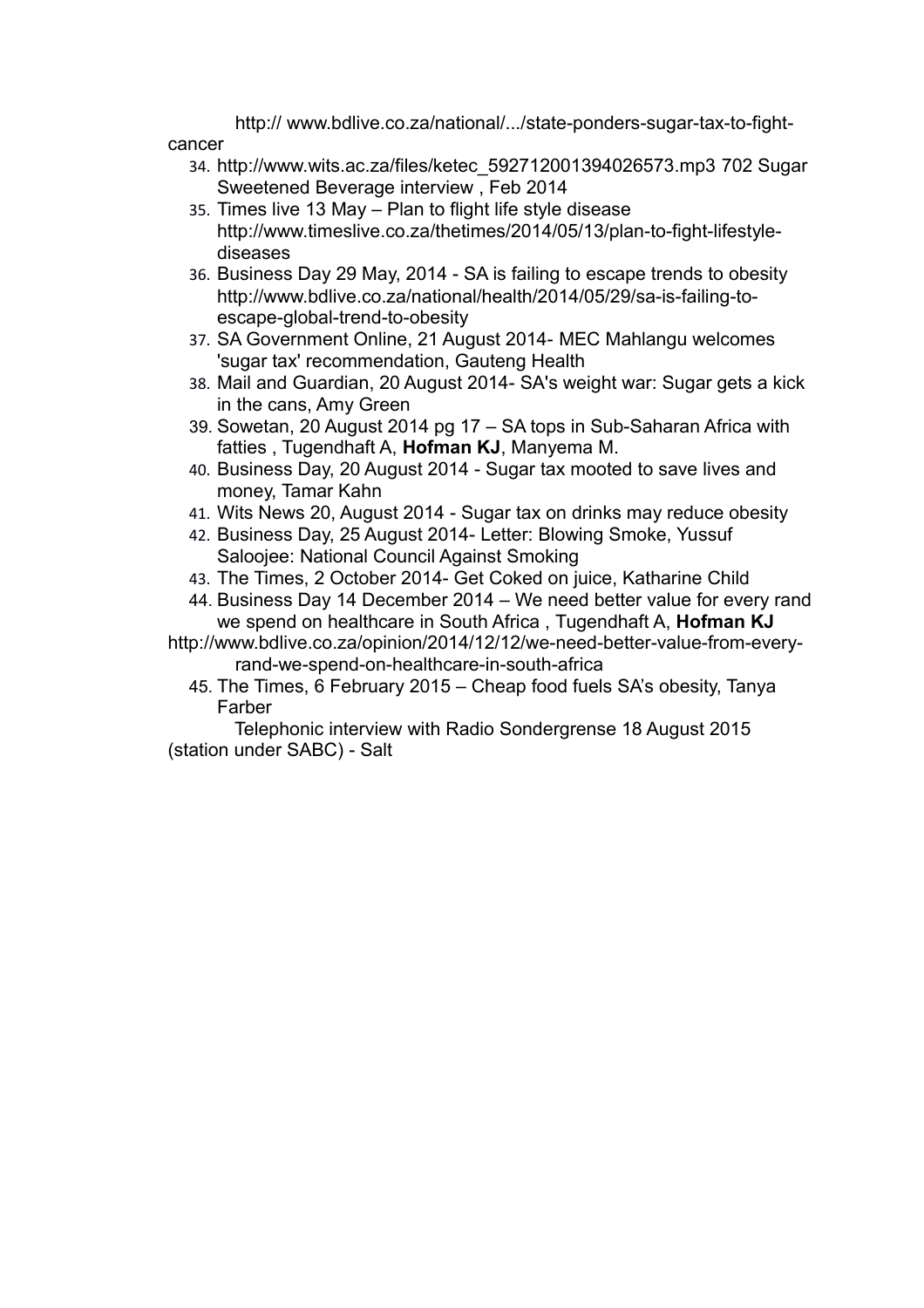http:// www.bdlive.co.za/national/.../state-ponders-sugar-tax-to-fight-cancer

34. http://www.wits.ac.za/files/ketec_592712001394026573.mp3 702 Sugar Sweetened Beverage interview , Feb 2014
35. Times live 13 May – Plan to flight life style disease http://www.timeslive.co.za/thetimes/2014/05/13/plan-to-fight-lifestyle-diseases
36. Business Day 29 May, 2014 - SA is failing to escape trends to obesity http://www.bdlive.co.za/national/health/2014/05/29/sa-is-failing-to-escape-global-trend-to-obesity
37. SA Government Online, 21 August 2014- MEC Mahlangu welcomes 'sugar tax' recommendation, Gauteng Health
38. Mail and Guardian, 20 August 2014- SA's weight war: Sugar gets a kick in the cans, Amy Green
39. Sowetan, 20 August 2014 pg 17 – SA tops in Sub-Saharan Africa with fatties , Tugendhaft A, **Hofman KJ**, Manyema M.
40. Business Day, 20 August 2014 - Sugar tax mooted to save lives and money, Tamar Kahn
41. Wits News 20, August 2014 - Sugar tax on drinks may reduce obesity
42. Business Day, 25 August 2014- Letter: Blowing Smoke, Yussuf Saloojee: National Council Against Smoking
43. The Times, 2 October 2014- Get Coked on juice, Katharine Child
44. Business Day 14 December 2014 – We need better value for every rand we spend on healthcare in South Africa , Tugendhaft A, **Hofman KJ** http://www.bdlive.co.za/opinion/2014/12/12/we-need-better-value-from-every-rand-we-spend-on-healthcare-in-south-africa
45. The Times, 6 February 2015 – Cheap food fuels SA's obesity, Tanya Farber

Telephonic interview with Radio Sondergrense 18 August 2015 (station under SABC) - Salt